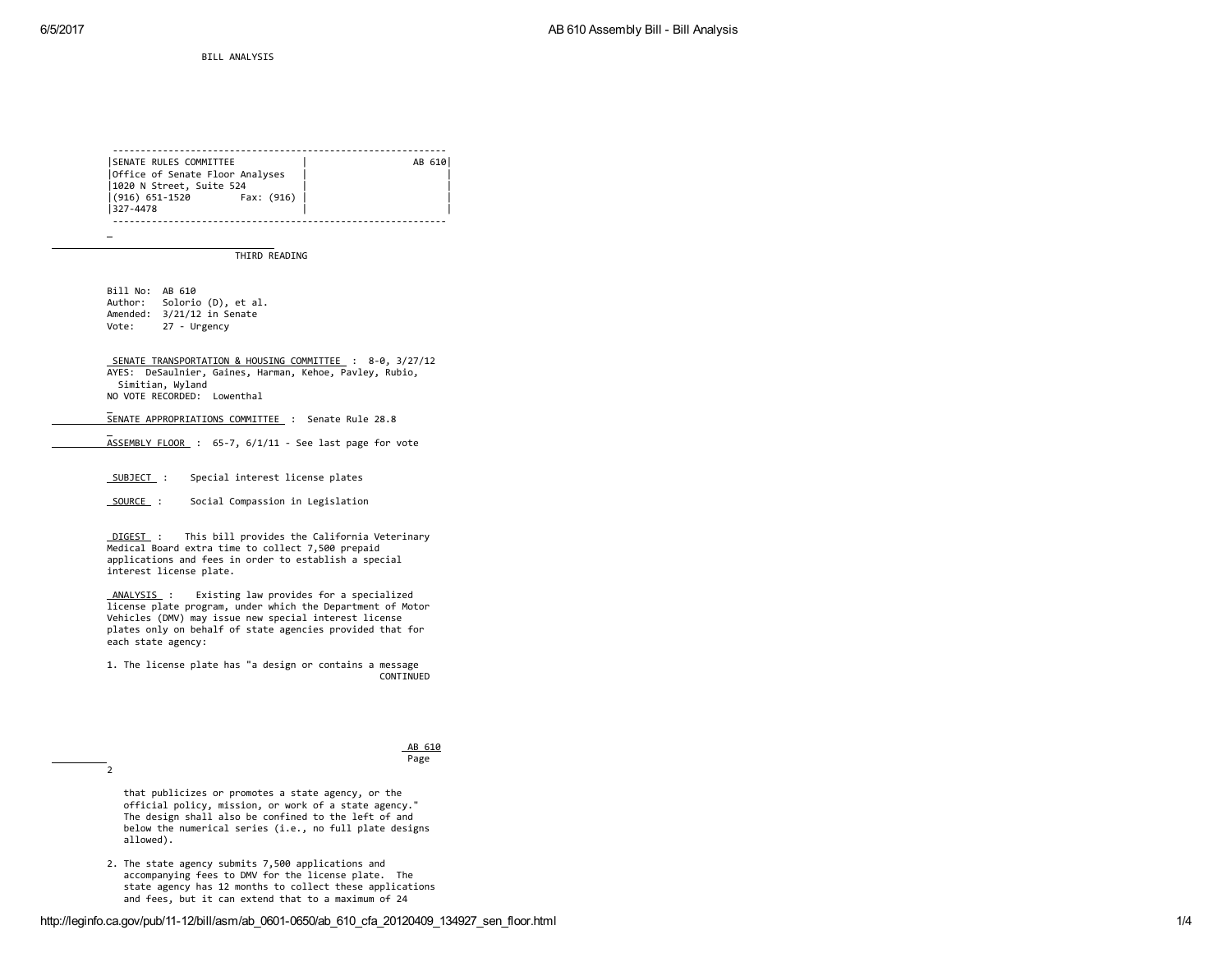BILL ANALYSIS

| SENATE RULES COMMITTEE | AB 610 |
| --- | --- |
| Office of Senate Floor Analyses | |
| 1020 N Street, Suite 524 | |
| (916) 651-1520 Fax: (916) 327-4478 | |

THIRD READING

Bill No: AB 610
Author: Solorio (D), et al.
Amended: 3/21/12 in Senate
Vote: 27 - Urgency

SENATE TRANSPORTATION & HOUSING COMMITTEE : 8-0, 3/27/12
AYES: DeSaulnier, Gaines, Harman, Kehoe, Pavley, Rubio, Simitian, Wyland
NO VOTE RECORDED: Lowenthal

SENATE APPROPRIATIONS COMMITTEE : Senate Rule 28.8

ASSEMBLY FLOOR : 65-7, 6/1/11 - See last page for vote

SUBJECT : Special interest license plates

SOURCE : Social Compassion in Legislation

DIGEST : This bill provides the California Veterinary Medical Board extra time to collect 7,500 prepaid applications and fees in order to establish a special interest license plate.

ANALYSIS : Existing law provides for a specialized license plate program, under which the Department of Motor Vehicles (DMV) may issue new special interest license plates only on behalf of state agencies provided that for each state agency:

1. The license plate has "a design or contains a message that publicizes or promotes a state agency, or the official policy, mission, or work of a state agency." The design shall also be confined to the left of and below the numerical series (i.e., no full plate designs allowed).

2. The state agency submits 7,500 applications and accompanying fees to DMV for the license plate. The state agency has 12 months to collect these applications and fees, but it can extend that to a maximum of 24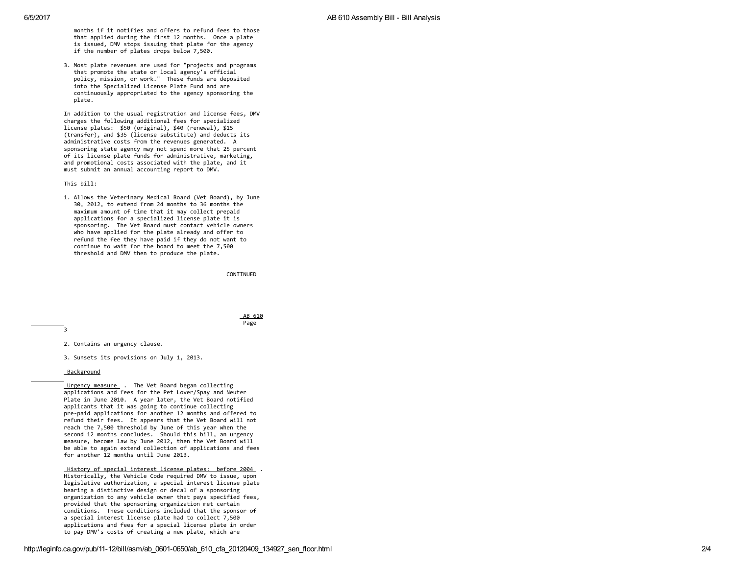months if it notifies and offers to refund fees to those that applied during the first 12 months. Once a plate is issued, DMV stops issuing that plate for the agency if the number of plates drops below 7,500.

3. Most plate revenues are used for "projects and programs that promote the state or local agency's official policy, mission, or work." These funds are deposited into the Specialized License Plate Fund and are continuously appropriated to the agency sponsoring the plate.

In addition to the usual registration and license fees, DMV charges the following additional fees for specialized license plates: \$50 (original), \$40 (renewal), \$15 (transfer), and \$35 (license substitute) and deducts its administrative costs from the revenues generated. A sponsoring state agency may not spend more that 25 percent of its license plate funds for administrative, marketing, and promotional costs associated with the plate, and it must submit an annual accounting report to DMV.

This bill:

1. Allows the Veterinary Medical Board (Vet Board), by June 30, 2012, to extend from 24 months to 36 months the maximum amount of time that it may collect prepaid applications for a specialized license plate it is sponsoring. The Vet Board must contact vehicle owners who have applied for the plate already and offer to refund the fee they have paid if they do not want to continue to wait for the board to meet the 7,500 threshold and DMV then to produce the plate.

CONTINUED

AB 610
Page 3

2. Contains an urgency clause.

3. Sunsets its provisions on July 1, 2013.

## Background

Urgency measure. The Vet Board began collecting applications and fees for the Pet Lover/Spay and Neuter Plate in June 2010. A year later, the Vet Board notified applicants that it was going to continue collecting pre-paid applications for another 12 months and offered to refund their fees. It appears that the Vet Board will not reach the 7,500 threshold by June of this year when the second 12 months concludes. Should this bill, an urgency measure, become law by June 2012, then the Vet Board will be able to again extend collection of applications and fees for another 12 months until June 2013.

History of special interest license plates: before 2004. Historically, the Vehicle Code required DMV to issue, upon legislative authorization, a special interest license plate bearing a distinctive design or decal of a sponsoring organization to any vehicle owner that pays specified fees, provided that the sponsoring organization met certain conditions. These conditions included that the sponsor of a special interest license plate had to collect 7,500 applications and fees for a special license plate in order to pay DMV's costs of creating a new plate, which are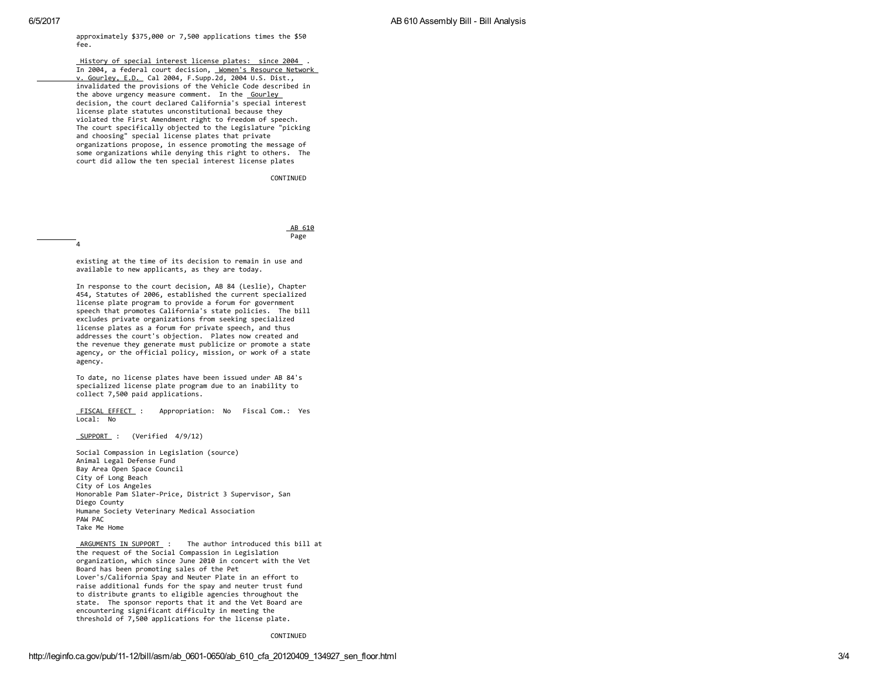approximately $375,000 or 7,500 applications times the $50 fee.

History of special interest license plates: since 2004 . In 2004, a federal court decision, Women's Resource Network v. Gourley, E.D. Cal 2004, F.Supp.2d, 2004 U.S. Dist., invalidated the provisions of the Vehicle Code described in the above urgency measure comment. In the Gourley decision, the court declared California's special interest license plate statutes unconstitutional because they violated the First Amendment right to freedom of speech. The court specifically objected to the Legislature "picking and choosing" special license plates that private organizations propose, in essence promoting the message of some organizations while denying this right to others. The court did allow the ten special interest license plates existing at the time of its decision to remain in use and available to new applicants, as they are today.

In response to the court decision, AB 84 (Leslie), Chapter 454, Statutes of 2006, established the current specialized license plate program to provide a forum for government speech that promotes California's state policies. The bill excludes private organizations from seeking specialized license plates as a forum for private speech, and thus addresses the court's objection. Plates now created and the revenue they generate must publicize or promote a state agency, or the official policy, mission, or work of a state agency.

To date, no license plates have been issued under AB 84's specialized license plate program due to an inability to collect 7,500 paid applications.

FISCAL EFFECT : Appropriation: No Fiscal Com.: Yes Local: No

SUPPORT : (Verified 4/9/12)

Social Compassion in Legislation (source)
Animal Legal Defense Fund
Bay Area Open Space Council
City of Long Beach
City of Los Angeles
Honorable Pam Slater-Price, District 3 Supervisor, San Diego County
Humane Society Veterinary Medical Association
PAW PAC
Take Me Home

ARGUMENTS IN SUPPORT : The author introduced this bill at the request of the Social Compassion in Legislation organization, which since June 2010 in concert with the Vet Board has been promoting sales of the Pet Lover's/California Spay and Neuter Plate in an effort to raise additional funds for the spay and neuter trust fund to distribute grants to eligible agencies throughout the state. The sponsor reports that it and the Vet Board are encountering significant difficulty in meeting the threshold of 7,500 applications for the license plate.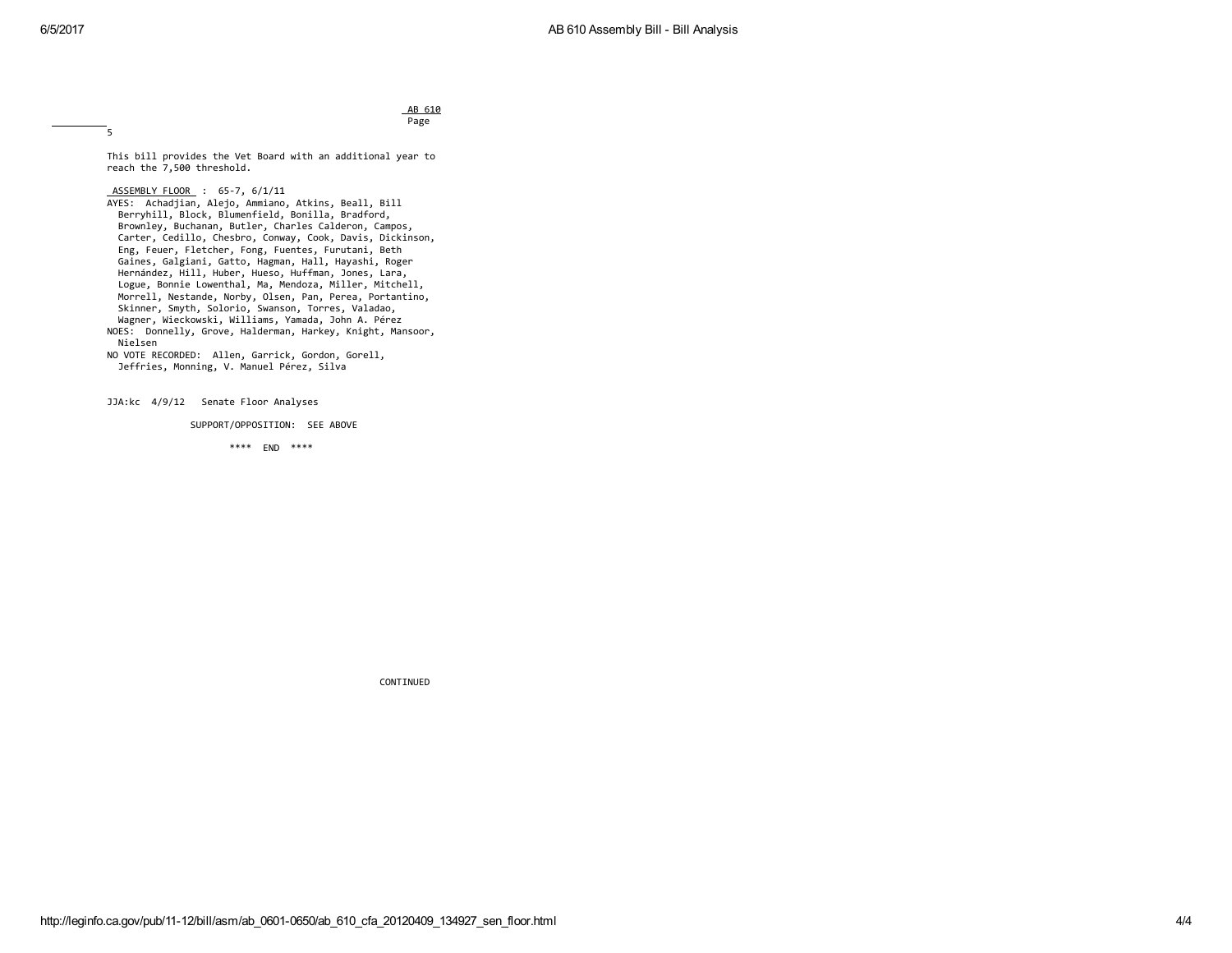This bill provides the Vet Board with an additional year to reach the 7,500 threshold.

**ASSEMBLY FLOOR** : 65-7, 6/1/11

AYES: Achadjian, Alejo, Ammiano, Atkins, Beall, Bill Berryhill, Block, Blumenfield, Bonilla, Bradford, Brownley, Buchanan, Butler, Charles Calderon, Campos, Carter, Cedillo, Chesbro, Conway, Cook, Davis, Dickinson, Eng, Feuer, Fletcher, Fong, Fuentes, Furutani, Beth Gaines, Galgiani, Gatto, Hagman, Hall, Hayashi, Roger Hernández, Hill, Huber, Hueso, Huffman, Jones, Lara, Logue, Bonnie Lowenthal, Ma, Mendoza, Miller, Mitchell, Morrell, Nestande, Norby, Olsen, Pan, Perea, Portantino, Skinner, Smyth, Solorio, Swanson, Torres, Valadao, Wagner, Wieckowski, Williams, Yamada, John A. Pérez

NOES: Donnelly, Grove, Halderman, Harkey, Knight, Mansoor, Nielsen

NO VOTE RECORDED: Allen, Garrick, Gordon, Gorell, Jeffries, Monning, V. Manuel Pérez, Silva

JJA:kc 4/9/12 Senate Floor Analyses

SUPPORT/OPPOSITION: SEE ABOVE

**** END ****

CONTINUED